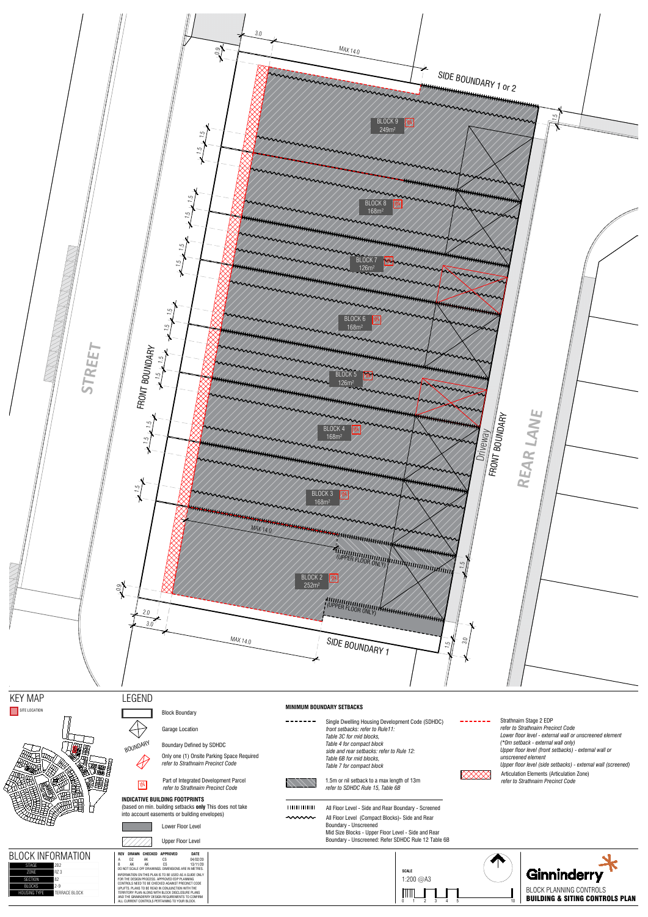STREET

FRONT BOUNDARY

SIDE BOUNDARY 1 or 2

SIDE BOUNDARY 1

REAR LANE

Driveway

FRONT BOUNDARY

MAX 14.0

MAX 14.0

MAX 14.0

3.0

0.9

1.5

2.0

3.0

BLOCK 9
249m²

BLOCK 8
168m²

BLOCK 7
126m²

BLOCK 6
168m²

BLOCK 5
126m²

BLOCK 4
168m²

BLOCK 3
168m²

BLOCK 2
252m²

(UPPER FLOOR ONLY)

(UPPER FLOOR ONLY)

## KEY MAP

SITE LOCATION

## LEGEND

- Block Boundary
- Garage Location
- BOUNDARY — Boundary Defined by SDHDC
- Only one (1) Onsite Parking Space Required *refer to Strathnairn Precinct Code*
- Part of Integrated Development Parcel *refer to Strathnairn Precinct Code*

**INDICATIVE BUILDING FOOTPRINTS**

(based on min. building setbacks **only** This does not take into account easements or building envelopes)

- Lower Floor Level
- Upper Floor Level

**MINIMUM BOUNDARY SETBACKS**

- Single Dwelling Housing Development Code (SDHDC) *front setbacks: refer to Rule11: Table 3C for mid blocks, Table 4 for compact block side and rear setbacks, refer to Rule 12: Table 6B for mid blocks, Table 7 for compact block*
- 1.5m or nil setback to a max length of 13m *refer to SDHDC Rule 15, Table 6B*
- All Floor Level - Side and Rear Boundary - Screened
- All Floor Level (Compact Blocks)- Side and Rear Boundary - Unscreened Mid Size Blocks - Upper Floor Level - Side and Rear Boundary - Unscreened: Refer SDHDC Rule 12 Table 6B
- Strathnairn Stage 2 EDP *refer to Strathnairn Precinct Code Lower floor level - external wall or unscreened element (\*0m setback - external wall only) Upper floor level (front setbacks) - external wall or unscreened element Upper floor level (side setbacks) - external wall (screened)*
- Articulation Elements (Articulation Zone) *refer to Strathnairn Precinct Code*

## BLOCK INFORMATION

| | |
|---|---|
| STAGE | 2B2 |
| ZONE | RZ 3 |
| SECTION | 82 |
| BLOCKS | 2-9 |
| HOUSING TYPE | TERRACE BLOCK |

| REV | DRAWN | CHECKED | APPROVED | DATE |
|---|---|---|---|---|
| A | DZ | AK | CS | 04/02/20 |
| B | AK | AK | CS | 13/11/20 |

DO NOT SCALE OFF DRAWINGS. DIMENSIONS ARE IN METRES.

INFORMATION ON THIS PLAN IS TO BE USED AS A GUIDE ONLY FOR THE DESIGN PROCESS. APPROVED EDP PLANNING CONTROLS NEED TO BE CHECKED AGAINST PRECINCT CODE UPLIFTS. PLANS TO BE READ IN CONJUNCTION WITH THE TERRITORY PLAN ALONG WITH BLOCK DISCLOSURE PLANS AND THE GINNINDERRY DESIGN REQUIREMENTS TO CONFIRM ALL CURRENT CONTROLS PERTAINING TO YOUR BLOCK.

SCALE
1:200 @A3

0 1 2 3 4 5 10

Ginninderry

BLOCK PLANNING CONTROLS
**BUILDING & SITING CONTROLS PLAN**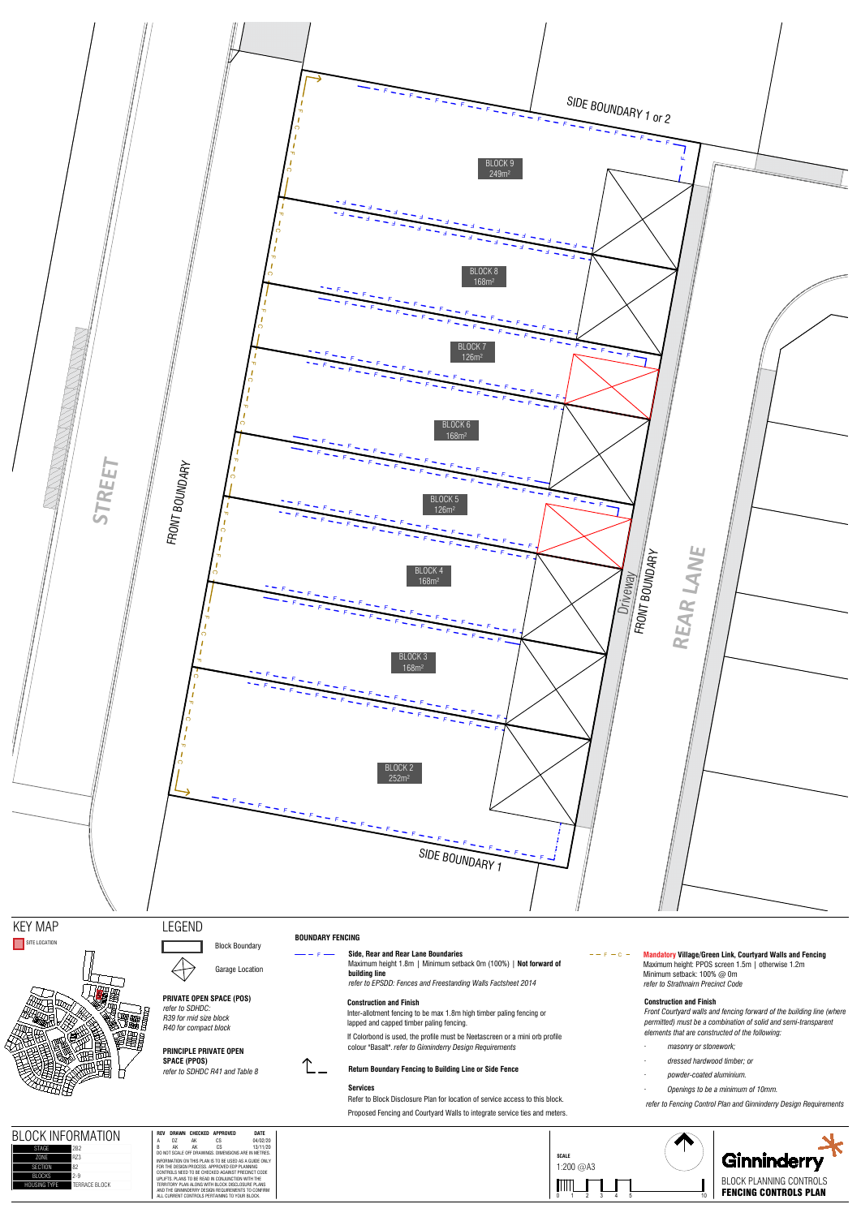SIDE BOUNDARY 1 or 2

BLOCK 9
249m²

BLOCK 8
168m²

BLOCK 7
126m²

BLOCK 6
168m²

BLOCK 5
126m²

BLOCK 4
168m²

BLOCK 3
168m²

BLOCK 2
252m²

SIDE BOUNDARY 1

STREET

FRONT BOUNDARY

Driveway

FRONT BOUNDARY

REAR LANE

## KEY MAP

SITE LOCATION

## LEGEND

Block Boundary

Garage Location

**PRIVATE OPEN SPACE (POS)**
*refer to SDHDC:*
*R39 for mid size block*
*R40 for compact block*

**PRINCIPLE PRIVATE OPEN SPACE (PPOS)**
*refer to SDHDC R41 and Table 8*

## BOUNDARY FENCING

**Side, Rear and Rear Lane Boundaries**
Maximum height 1.8m | Minimum setback 0m (100%) | **Not forward of building line**
*refer to EPSDD: Fences and Freestanding Walls Factsheet 2014*

**Construction and Finish**
Inter-allotment fencing to be max 1.8m high timber paling fencing or lapped and capped timber paling fencing.

If Colorbond is used, the profile must be Neetascreen or a mini orb profile colour "Basalt". *refer to Ginninderry Design Requirements*

**Return Boundary Fencing to Building Line or Side Fence**

**Services**
Refer to Block Disclosure Plan for location of service access to this block.
Proposed Fencing and Courtyard Walls to integrate service ties and meters.

**Mandatory Village/Green Link, Courtyard Walls and Fencing**
Maximum height: PPOS screen 1.5m | otherwise 1.2m
Minimum setback: 100% @ 0m
*refer to Strathnairn Precinct Code*

**Construction and Finish**
*Front Courtyard walls and fencing forward of the building line (where permitted) must be a combination of solid and semi-transparent elements that are constructed of the following:*

- *masonry or stonework;*
- *dressed hardwood timber; or*
- *powder-coated aluminium.*
- *Openings to be a minimum of 10mm.*

*refer to Fencing Control Plan and Ginninderry Design Requirements*

## BLOCK INFORMATION

| | |
|---|---|
| STAGE | 2B2 |
| ZONE | RZ3 |
| SECTION | 82 |
| BLOCKS | 2-9 |
| HOUSING TYPE | TERRACE BLOCK |

| REV | DRAWN | CHECKED | APPROVED | DATE |
|---|---|---|---|---|
| A | DZ | AK | CS | 04/02/20 |
| B | AK | AK | CS | 13/11/20 |

DO NOT SCALE OFF DRAWINGS. DIMENSIONS ARE IN METRES.

INFORMATION ON THIS PLAN IS TO BE USED AS A GUIDE ONLY FOR THE DESIGN PROCESS. APPROVED EDP PLANNING CONTROLS NEED TO BE CHECKED AGAINST PRECINCT CODE UPLIFTS. PLANS TO BE READ IN CONJUNCTION WITH THE TERRITORY PLAN ALONG WITH BLOCK DISCLOSURE PLANS AND THE GINNINDERRY DESIGN REQUIREMENTS TO CONFIRM ALL CURRENT CONTROLS PERTAINING TO YOUR BLOCK.

SCALE
1:200 @A3
0 1 2 3 4 5 10

Ginninderry
BLOCK PLANNING CONTROLS
**FENCING CONTROLS PLAN**